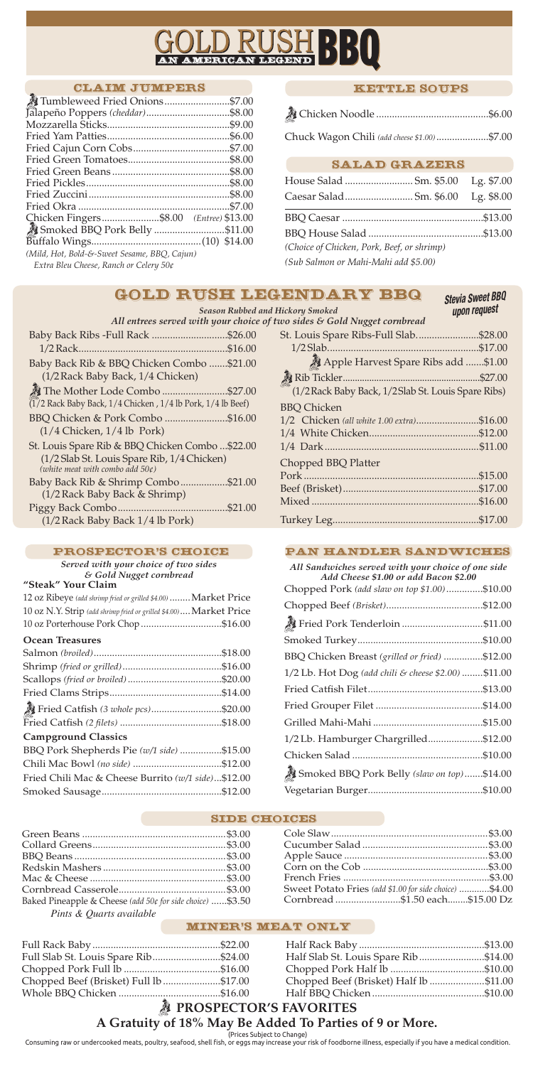# GOLD RUSH BBQ

AN AMERICAN LEGEND

## CLAIM JUMPERS

- Tumbleweed Fried Onions .......... $7.00
- Jalapeño Poppers *(cheddar)* .......... $8.00
- Mozzarella Sticks .......... $9.00
- Fried Yam Patties .......... $6.00
- Fried Cajun Corn Cobs .......... $7.00
- Fried Green Tomatoes .......... $8.00
- Fried Green Beans .......... $8.00
- Fried Pickles .......... $8.00
- Fried Zuccini .......... $8.00
- Fried Okra .......... $7.00
- Chicken Fingers .......... $8.00 *(Entree)* $13.00
- Smoked BBQ Pork Belly .......... $11.00
- Buffalo Wings .......... (10) $14.00

*(Mild, Hot, Bold-&-Sweet Sesame, BBQ, Cajun)*
*Extra Bleu Cheese, Ranch or Celery 50¢*

## KETTLE SOUPS

- Chicken Noodle .......... $6.00
- Chuck Wagon Chili *(add cheese $1.00)* .......... $7.00

## SALAD GRAZERS

- House Salad .......... Sm. $5.00 Lg. $7.00
- Caesar Salad .......... Sm. $6.00 Lg. $8.00
- BBQ Caesar .......... $13.00
- BBQ House Salad .......... $13.00

*(Choice of Chicken, Pork, Beef, or shrimp)*
*(Sub Salmon or Mahi-Mahi add $5.00)*

## GOLD RUSH LEGENDARY BBQ

*Season Rubbed and Hickory Smoked*
*All entrees served with your choice of two sides & Gold Nugget cornbread*

**Stevia Sweet BBQ upon request**

- Baby Back Ribs - Full Rack .......... $26.00
  - 1/2 Rack .......... $16.00
- Baby Back Rib & BBQ Chicken Combo .......... $21.00
  (1/2 Rack Baby Back, 1/4 Chicken)
- The Mother Lode Combo .......... $27.00
  (1/2 Rack Baby Back, 1/4 Chicken, 1/4 lb Pork, 1/4 lb Beef)
- BBQ Chicken & Pork Combo .......... $16.00
  (1/4 Chicken, 1/4 lb Pork)
- St. Louis Spare Rib & BBQ Chicken Combo .......... $22.00
  (1/2 Slab St. Louis Spare Rib, 1/4 Chicken)
  *(white meat with combo add 50¢)*
- Baby Back Rib & Shrimp Combo .......... $21.00
  (1/2 Rack Baby Back & Shrimp)
- Piggy Back Combo .......... $21.00
  (1/2 Rack Baby Back 1/4 lb Pork)
- St. Louis Spare Ribs-Full Slab .......... $28.00
  - 1/2 Slab .......... $17.00
  - Apple Harvest Spare Ribs add .......... $1.00
- Rib Tickler .......... $27.00
  (1/2 Rack Baby Back, 1/2 Slab St. Louis Spare Ribs)

**BBQ Chicken**

- 1/2 Chicken *(all white 1.00 extra)* .......... $16.00
- 1/4 White Chicken .......... $12.00
- 1/4 Dark .......... $11.00

**Chopped BBQ Platter**

- Pork .......... $15.00
- Beef (Brisket) .......... $17.00
- Mixed .......... $16.00
- Turkey Leg .......... $17.00

## PROSPECTOR'S CHOICE

*Served with your choice of two sides & Gold Nugget cornbread*

### "Steak" Your Claim

- 12 oz Ribeye *(add shrimp fried or grilled $4.00)* .......... Market Price
- 10 oz N.Y. Strip *(add shrimp fried or grilled $4.00)* .......... Market Price
- 10 oz Porterhouse Pork Chop .......... $16.00

### Ocean Treasures

- Salmon *(broiled)* .......... $18.00
- Shrimp *(fried or grilled)* .......... $16.00
- Scallops *(fried or broiled)* .......... $20.00
- Fried Clams Strips .......... $14.00
- Fried Catfish *(3 whole pcs)* .......... $20.00
- Fried Catfish *(2 filets)* .......... $18.00

### Campground Classics

- BBQ Pork Shepherds Pie *(w/1 side)* .......... $15.00
- Chili Mac Bowl *(no side)* .......... $12.00
- Fried Chili Mac & Cheese Burrito *(w/1 side)* .......... $12.00
- Smoked Sausage .......... $12.00

## PAN HANDLER SANDWICHES

*All Sandwiches served with your choice of one side*
*Add Cheese $1.00 or add Bacon $2.00*

- Chopped Pork *(add slaw on top $1.00)* .......... $10.00
- Chopped Beef *(Brisket)* .......... $12.00
- Fried Pork Tenderloin .......... $11.00
- Smoked Turkey .......... $10.00
- BBQ Chicken Breast *(grilled or fried)* .......... $12.00
- 1/2 Lb. Hot Dog *(add chili & cheese $2.00)* .......... $11.00
- Fried Catfish Filet .......... $13.00
- Fried Grouper Filet .......... $14.00
- Grilled Mahi-Mahi .......... $15.00
- 1/2 Lb. Hamburger Chargrilled .......... $12.00
- Chicken Salad .......... $10.00
- Smoked BBQ Pork Belly *(slaw on top)* .......... $14.00
- Vegetarian Burger .......... $10.00

## SIDE CHOICES

- Green Beans .......... $3.00
- Collard Greens .......... $3.00
- BBQ Beans .......... $3.00
- Redskin Mashers .......... $3.00
- Mac & Cheese .......... $3.00
- Cornbread Casserole .......... $3.00
- Baked Pineapple & Cheese *(add 50¢ for side choice)* .......... $3.50
- Cole Slaw .......... $3.00
- Cucumber Salad .......... $3.00
- Apple Sauce .......... $3.00
- Corn on the Cob .......... $3.00
- French Fries .......... $3.00
- Sweet Potato Fries *(add $1.00 for side choice)* .......... $4.00
- Cornbread .......... $1.50 each .......... $15.00 Dz

*Pints & Quarts available*

## MINER'S MEAT ONLY

- Full Rack Baby .......... $22.00
- Full Slab St. Louis Spare Rib .......... $24.00
- Chopped Pork Full lb .......... $16.00
- Chopped Beef (Brisket) Full lb .......... $17.00
- Whole BBQ Chicken .......... $16.00
- Half Rack Baby .......... $13.00
- Half Slab St. Louis Spare Rib .......... $14.00
- Chopped Pork Half lb .......... $10.00
- Chopped Beef (Brisket) Half lb .......... $11.00
- Half BBQ Chicken .......... $10.00

**PROSPECTOR'S FAVORITES**

**A Gratuity of 18% May Be Added To Parties of 9 or More.**

(Prices Subject to Change)

Consuming raw or undercooked meats, poultry, seafood, shell fish, or eggs may increase your risk of foodborne illness, especially if you have a medical condition.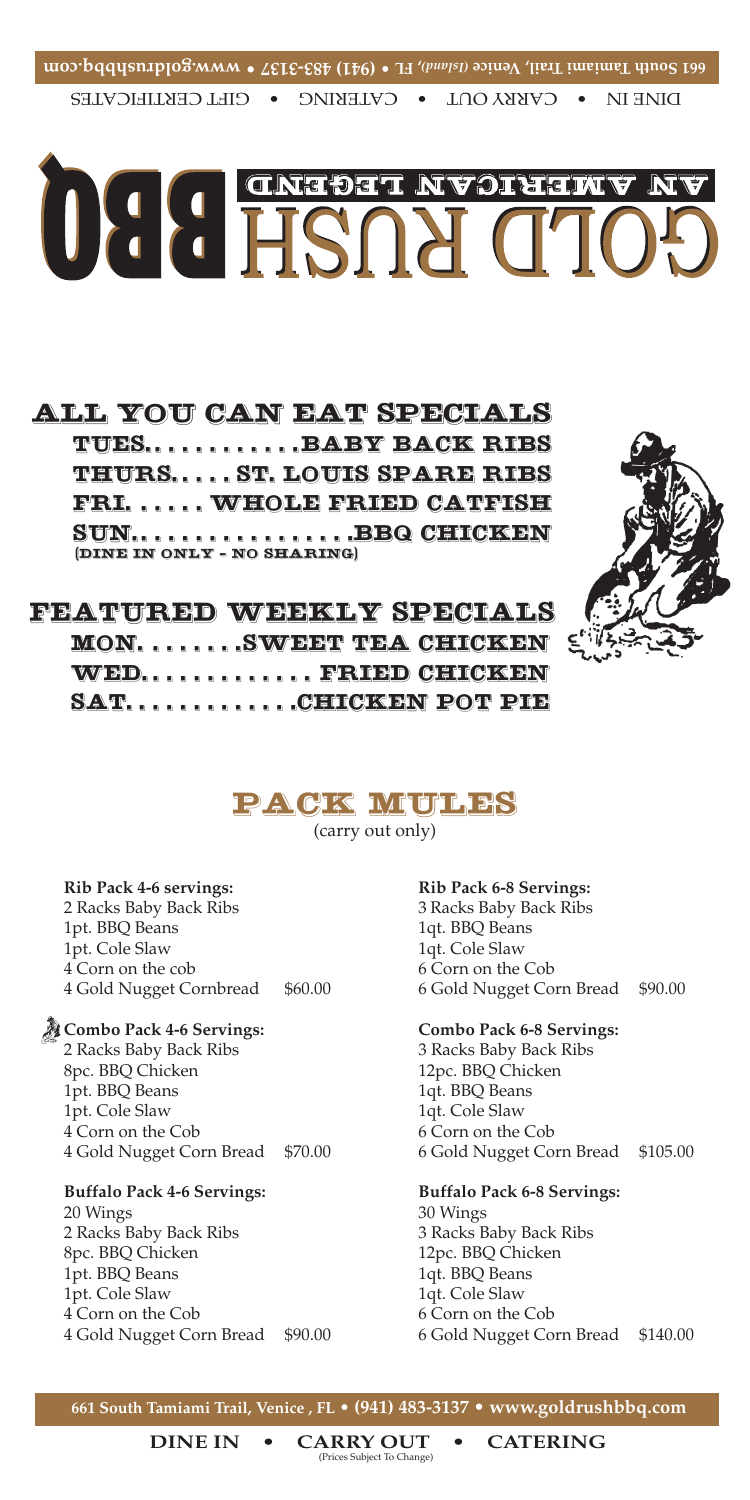# GOLD RUSH BBQ

## AN AMERICAN LEGEND

## ALL YOU CAN EAT SPECIALS

TUES. . . . . . . . . . . BABY BACK RIBS
THURS. . . . . ST. LOUIS SPARE RIBS
FRI. . . . . . WHOLE FRIED CATFISH
SUN. . . . . . . . . . . . . . . . BBQ CHICKEN
(DINE IN ONLY - NO SHARING)

## FEATURED WEEKLY SPECIALS

MON. . . . . . . SWEET TEA CHICKEN
WED. . . . . . . . . . . . FRIED CHICKEN
SAT. . . . . . . . . . . . CHICKEN POT PIE

## PACK MULES

(carry out only)

**Rib Pack 4-6 servings:**
2 Racks Baby Back Ribs
1pt. BBQ Beans
1pt. Cole Slaw
4 Corn on the cob
4 Gold Nugget Cornbread $60.00

**Combo Pack 4-6 Servings:**
2 Racks Baby Back Ribs
8pc. BBQ Chicken
1pt. BBQ Beans
1pt. Cole Slaw
4 Corn on the Cob
4 Gold Nugget Corn Bread $70.00

**Buffalo Pack 4-6 Servings:**
20 Wings
2 Racks Baby Back Ribs
8pc. BBQ Chicken
1pt. BBQ Beans
1pt. Cole Slaw
4 Corn on the Cob
4 Gold Nugget Corn Bread $90.00

**Rib Pack 6-8 Servings:**
3 Racks Baby Back Ribs
1qt. BBQ Beans
1qt. Cole Slaw
6 Corn on the Cob
6 Gold Nugget Corn Bread $90.00

**Combo Pack 6-8 Servings:**
3 Racks Baby Back Ribs
12pc. BBQ Chicken
1qt. BBQ Beans
1qt. Cole Slaw
6 Corn on the Cob
6 Gold Nugget Corn Bread $105.00

**Buffalo Pack 6-8 Servings:**
30 Wings
3 Racks Baby Back Ribs
12pc. BBQ Chicken
1qt. BBQ Beans
1qt. Cole Slaw
6 Corn on the Cob
6 Gold Nugget Corn Bread $140.00

**661 South Tamiami Trail, Venice , FL • (941) 483-3137 • www.goldrushbbq.com**

**DINE IN • CARRY OUT • CATERING**

(Prices Subject To Change)